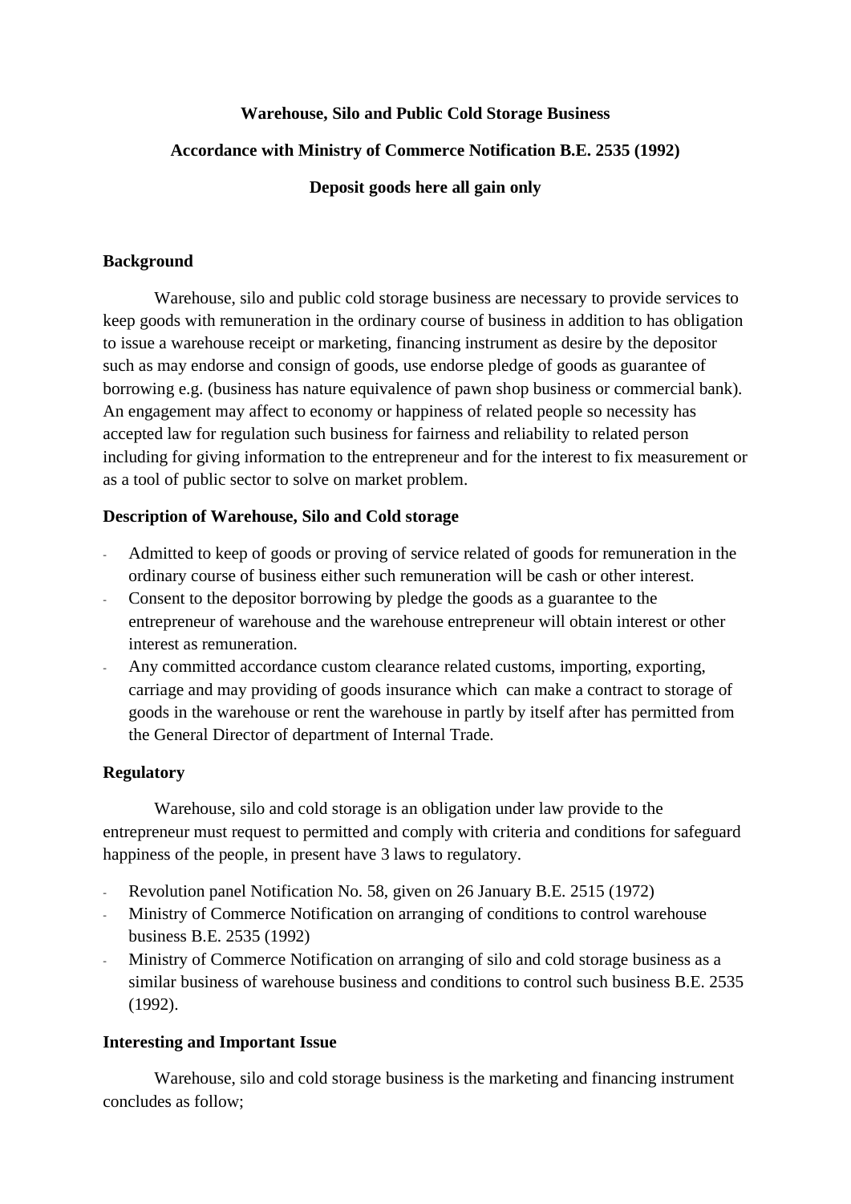**Warehouse, Silo and Public Cold Storage Business**

**Accordance with Ministry of Commerce Notification B.E. 2535 (1992)**

**Deposit goods here all gain only**

## Background

Warehouse, silo and public cold storage business are necessary to provide services to keep goods with remuneration in the ordinary course of business in addition to has obligation to issue a warehouse receipt or marketing, financing instrument as desire by the depositor such as may endorse and consign of goods, use endorse pledge of goods as guarantee of borrowing e.g. (business has nature equivalence of pawn shop business or commercial bank). An engagement may affect to economy or happiness of related people so necessity has accepted law for regulation such business for fairness and reliability to related person including for giving information to the entrepreneur and for the interest to fix measurement or as a tool of public sector to solve on market problem.

## Description of Warehouse, Silo and Cold storage

- Admitted to keep of goods or proving of service related of goods for remuneration in the ordinary course of business either such remuneration will be cash or other interest.
- Consent to the depositor borrowing by pledge the goods as a guarantee to the entrepreneur of warehouse and the warehouse entrepreneur will obtain interest or other interest as remuneration.
- Any committed accordance custom clearance related customs, importing, exporting, carriage and may providing of goods insurance which can make a contract to storage of goods in the warehouse or rent the warehouse in partly by itself after has permitted from the General Director of department of Internal Trade.

## Regulatory

Warehouse, silo and cold storage is an obligation under law provide to the entrepreneur must request to permitted and comply with criteria and conditions for safeguard happiness of the people, in present have 3 laws to regulatory.

- Revolution panel Notification No. 58, given on 26 January B.E. 2515 (1972)
- Ministry of Commerce Notification on arranging of conditions to control warehouse business B.E. 2535 (1992)
- Ministry of Commerce Notification on arranging of silo and cold storage business as a similar business of warehouse business and conditions to control such business B.E. 2535 (1992).

## Interesting and Important Issue

Warehouse, silo and cold storage business is the marketing and financing instrument concludes as follow;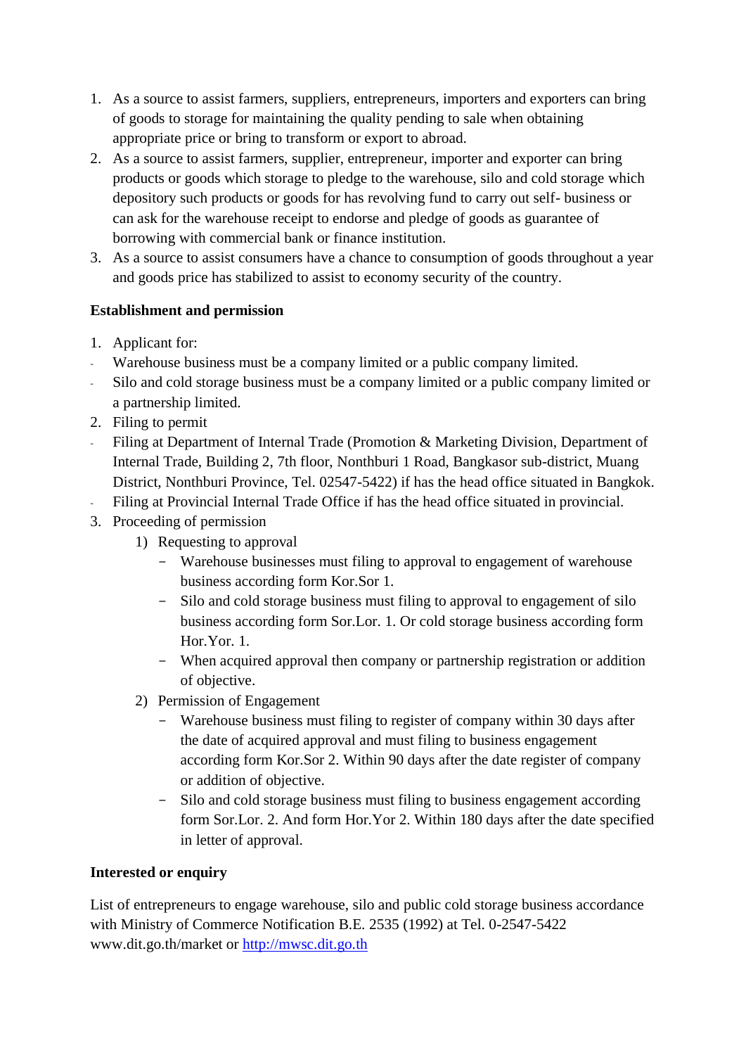1. As a source to assist farmers, suppliers, entrepreneurs, importers and exporters can bring of goods to storage for maintaining the quality pending to sale when obtaining appropriate price or bring to transform or export to abroad.
2. As a source to assist farmers, supplier, entrepreneur, importer and exporter can bring products or goods which storage to pledge to the warehouse, silo and cold storage which depository such products or goods for has revolving fund to carry out self- business or can ask for the warehouse receipt to endorse and pledge of goods as guarantee of borrowing with commercial bank or finance institution.
3. As a source to assist consumers have a chance to consumption of goods throughout a year and goods price has stabilized to assist to economy security of the country.

**Establishment and permission**

1. Applicant for:
   - Warehouse business must be a company limited or a public company limited.
   - Silo and cold storage business must be a company limited or a public company limited or a partnership limited.
2. Filing to permit
   - Filing at Department of Internal Trade (Promotion & Marketing Division, Department of Internal Trade, Building 2, 7th floor, Nonthburi 1 Road, Bangkasor sub-district, Muang District, Nonthburi Province, Tel. 02547-5422) if has the head office situated in Bangkok.
   - Filing at Provincial Internal Trade Office if has the head office situated in provincial.
3. Proceeding of permission
   1) Requesting to approval
      - Warehouse businesses must filing to approval to engagement of warehouse business according form Kor.Sor 1.
      - Silo and cold storage business must filing to approval to engagement of silo business according form Sor.Lor. 1. Or cold storage business according form Hor.Yor. 1.
      - When acquired approval then company or partnership registration or addition of objective.
   2) Permission of Engagement
      - Warehouse business must filing to register of company within 30 days after the date of acquired approval and must filing to business engagement according form Kor.Sor 2. Within 90 days after the date register of company or addition of objective.
      - Silo and cold storage business must filing to business engagement according form Sor.Lor. 2. And form Hor.Yor 2. Within 180 days after the date specified in letter of approval.

**Interested or enquiry**

List of entrepreneurs to engage warehouse, silo and public cold storage business accordance with Ministry of Commerce Notification B.E. 2535 (1992) at Tel. 0-2547-5422 www.dit.go.th/market or http://mwsc.dit.go.th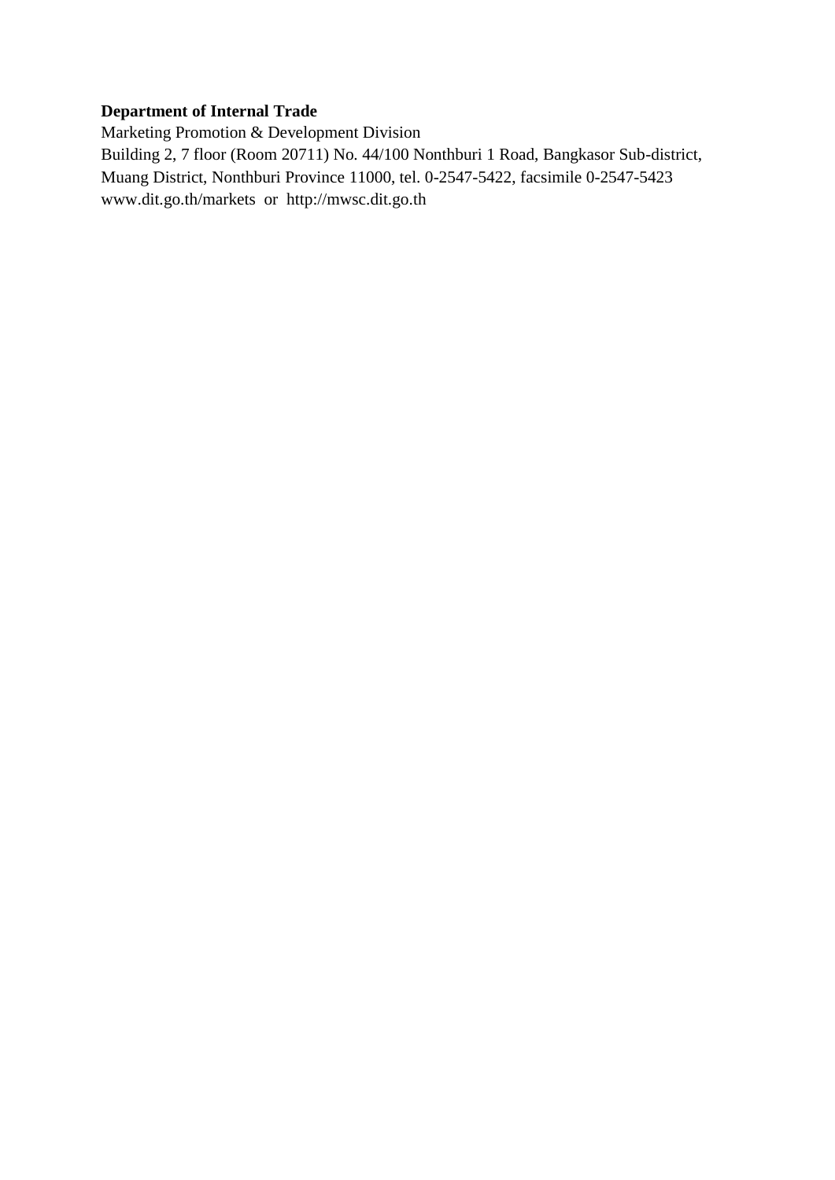**Department of Internal Trade**

Marketing Promotion & Development Division

Building 2, 7 floor (Room 20711) No. 44/100 Nonthburi 1 Road, Bangkasor Sub-district, Muang District, Nonthburi Province 11000, tel. 0-2547-5422, facsimile 0-2547-5423

www.dit.go.th/markets or http://mwsc.dit.go.th